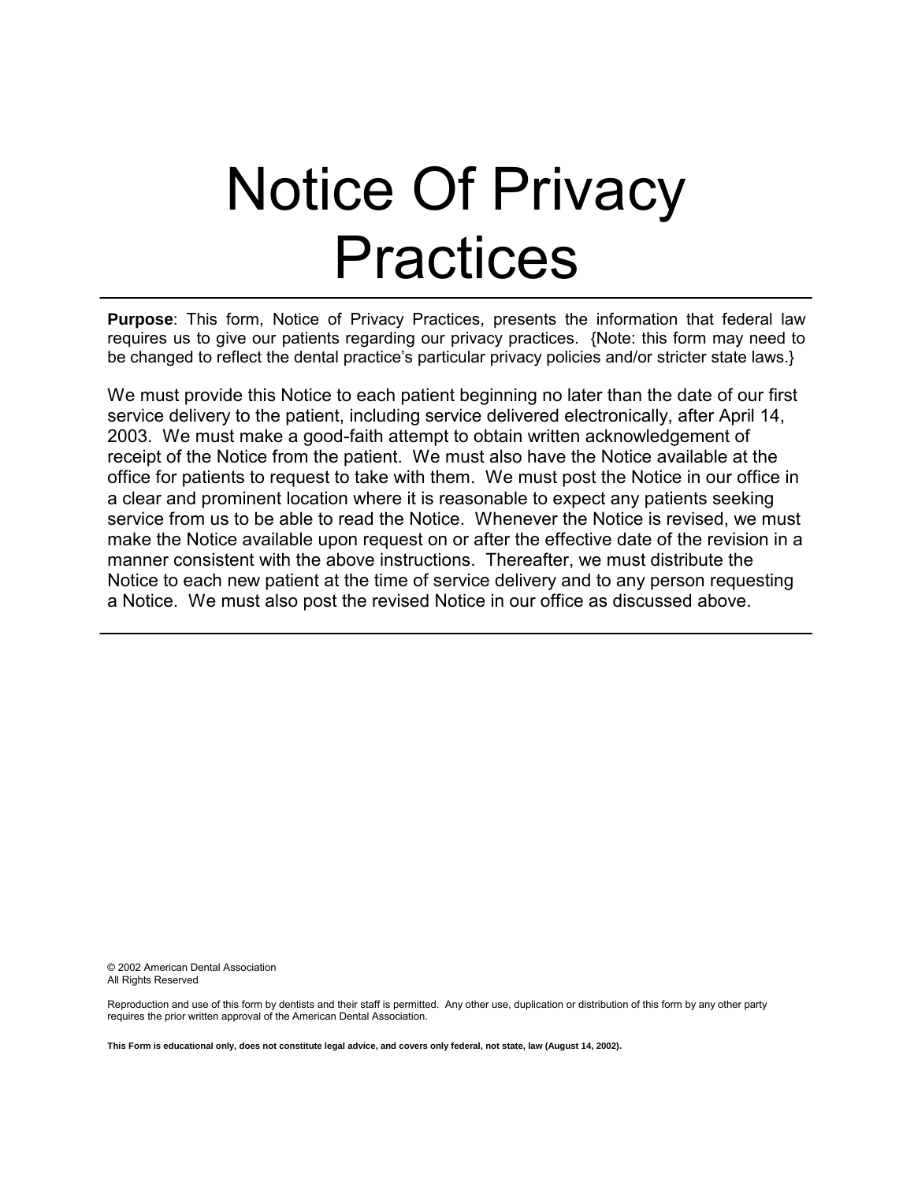# Notice Of Privacy Practices

---

**Purpose**: This form, Notice of Privacy Practices, presents the information that federal law requires us to give our patients regarding our privacy practices. {Note: this form may need to be changed to reflect the dental practice's particular privacy policies and/or stricter state laws.}

We must provide this Notice to each patient beginning no later than the date of our first service delivery to the patient, including service delivered electronically, after April 14, 2003. We must make a good-faith attempt to obtain written acknowledgement of receipt of the Notice from the patient. We must also have the Notice available at the office for patients to request to take with them. We must post the Notice in our office in a clear and prominent location where it is reasonable to expect any patients seeking service from us to be able to read the Notice. Whenever the Notice is revised, we must make the Notice available upon request on or after the effective date of the revision in a manner consistent with the above instructions. Thereafter, we must distribute the Notice to each new patient at the time of service delivery and to any person requesting a Notice. We must also post the revised Notice in our office as discussed above.

---

© 2002 American Dental Association
All Rights Reserved

Reproduction and use of this form by dentists and their staff is permitted. Any other use, duplication or distribution of this form by any other party requires the prior written approval of the American Dental Association.

**This Form is educational only, does not constitute legal advice, and covers only federal, not state, law (August 14, 2002).**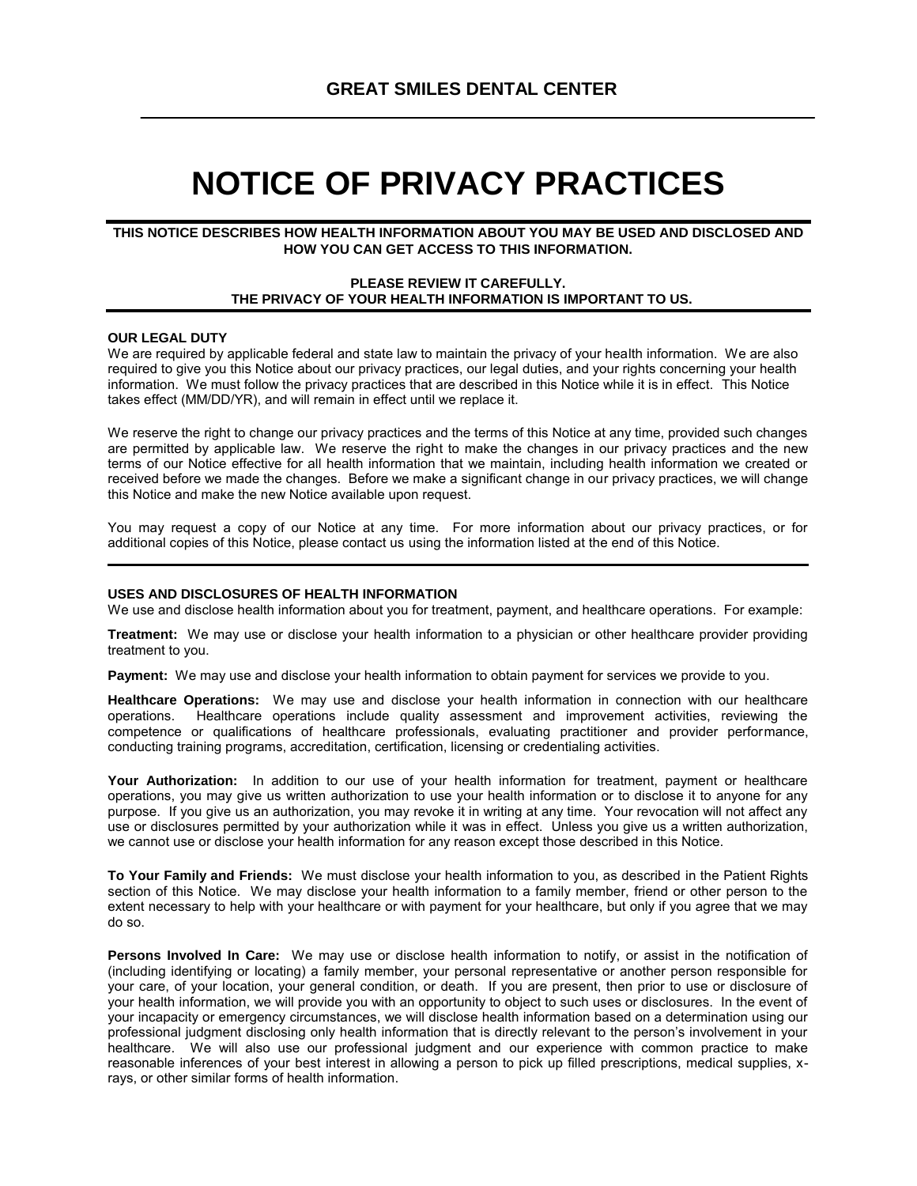## GREAT SMILES DENTAL CENTER

# NOTICE OF PRIVACY PRACTICES

**THIS NOTICE DESCRIBES HOW HEALTH INFORMATION ABOUT YOU MAY BE USED AND DISCLOSED AND HOW YOU CAN GET ACCESS TO THIS INFORMATION.**

**PLEASE REVIEW IT CAREFULLY.**
**THE PRIVACY OF YOUR HEALTH INFORMATION IS IMPORTANT TO US.**

### OUR LEGAL DUTY

We are required by applicable federal and state law to maintain the privacy of your health information. We are also required to give you this Notice about our privacy practices, our legal duties, and your rights concerning your health information. We must follow the privacy practices that are described in this Notice while it is in effect. This Notice takes effect (MM/DD/YR), and will remain in effect until we replace it.

We reserve the right to change our privacy practices and the terms of this Notice at any time, provided such changes are permitted by applicable law. We reserve the right to make the changes in our privacy practices and the new terms of our Notice effective for all health information that we maintain, including health information we created or received before we made the changes. Before we make a significant change in our privacy practices, we will change this Notice and make the new Notice available upon request.

You may request a copy of our Notice at any time. For more information about our privacy practices, or for additional copies of this Notice, please contact us using the information listed at the end of this Notice.

### USES AND DISCLOSURES OF HEALTH INFORMATION

We use and disclose health information about you for treatment, payment, and healthcare operations. For example:

**Treatment:** We may use or disclose your health information to a physician or other healthcare provider providing treatment to you.

**Payment:** We may use and disclose your health information to obtain payment for services we provide to you.

**Healthcare Operations:** We may use and disclose your health information in connection with our healthcare operations. Healthcare operations include quality assessment and improvement activities, reviewing the competence or qualifications of healthcare professionals, evaluating practitioner and provider performance, conducting training programs, accreditation, certification, licensing or credentialing activities.

**Your Authorization:** In addition to our use of your health information for treatment, payment or healthcare operations, you may give us written authorization to use your health information or to disclose it to anyone for any purpose. If you give us an authorization, you may revoke it in writing at any time. Your revocation will not affect any use or disclosures permitted by your authorization while it was in effect. Unless you give us a written authorization, we cannot use or disclose your health information for any reason except those described in this Notice.

**To Your Family and Friends:** We must disclose your health information to you, as described in the Patient Rights section of this Notice. We may disclose your health information to a family member, friend or other person to the extent necessary to help with your healthcare or with payment for your healthcare, but only if you agree that we may do so.

**Persons Involved In Care:** We may use or disclose health information to notify, or assist in the notification of (including identifying or locating) a family member, your personal representative or another person responsible for your care, of your location, your general condition, or death. If you are present, then prior to use or disclosure of your health information, we will provide you with an opportunity to object to such uses or disclosures. In the event of your incapacity or emergency circumstances, we will disclose health information based on a determination using our professional judgment disclosing only health information that is directly relevant to the person's involvement in your healthcare. We will also use our professional judgment and our experience with common practice to make reasonable inferences of your best interest in allowing a person to pick up filled prescriptions, medical supplies, x-rays, or other similar forms of health information.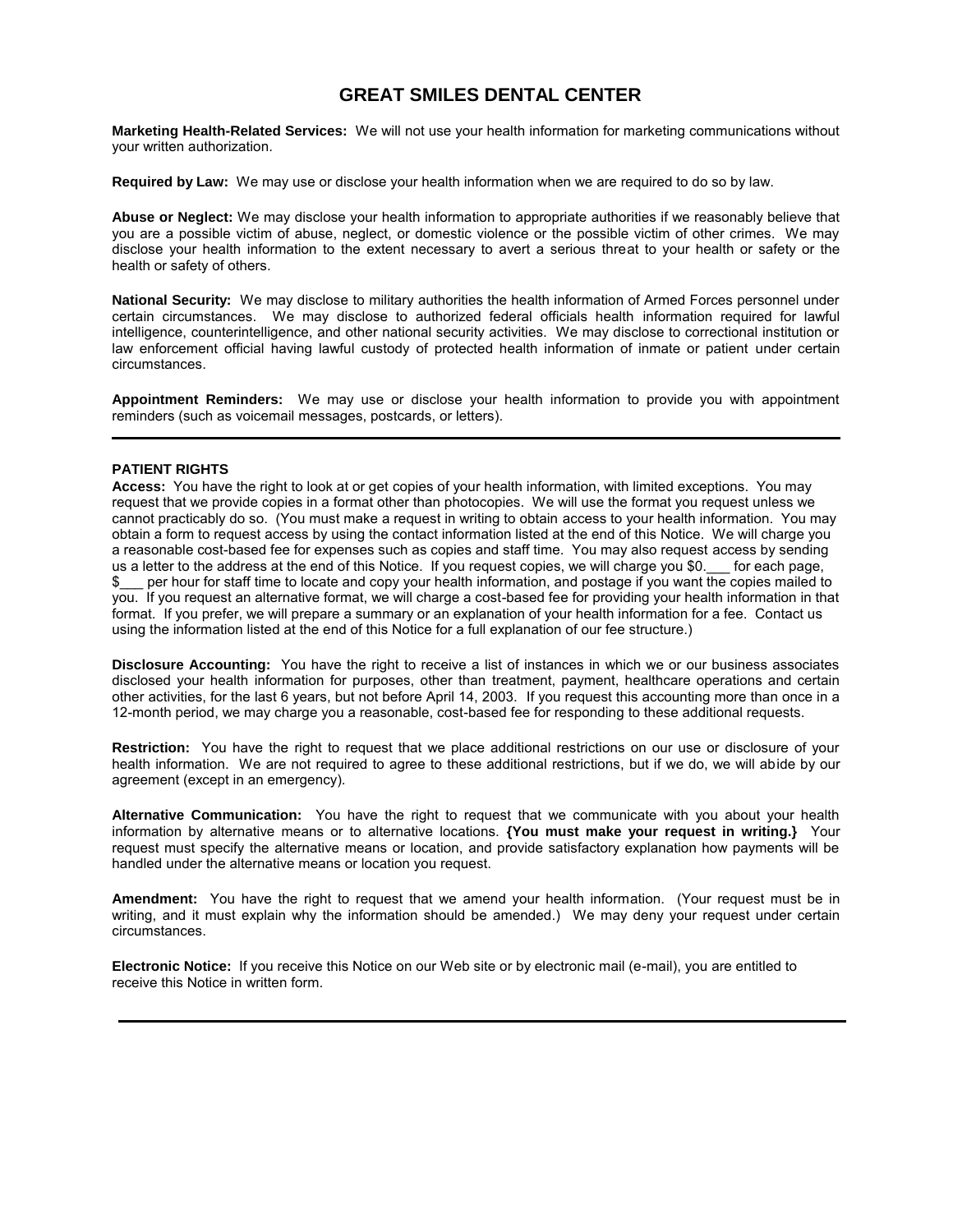# GREAT SMILES DENTAL CENTER

**Marketing Health-Related Services:** We will not use your health information for marketing communications without your written authorization.

**Required by Law:** We may use or disclose your health information when we are required to do so by law.

**Abuse or Neglect:** We may disclose your health information to appropriate authorities if we reasonably believe that you are a possible victim of abuse, neglect, or domestic violence or the possible victim of other crimes. We may disclose your health information to the extent necessary to avert a serious threat to your health or safety or the health or safety of others.

**National Security:** We may disclose to military authorities the health information of Armed Forces personnel under certain circumstances. We may disclose to authorized federal officials health information required for lawful intelligence, counterintelligence, and other national security activities. We may disclose to correctional institution or law enforcement official having lawful custody of protected health information of inmate or patient under certain circumstances.

**Appointment Reminders:** We may use or disclose your health information to provide you with appointment reminders (such as voicemail messages, postcards, or letters).

---

**PATIENT RIGHTS**

**Access:** You have the right to look at or get copies of your health information, with limited exceptions. You may request that we provide copies in a format other than photocopies. We will use the format you request unless we cannot practicably do so. (You must make a request in writing to obtain access to your health information. You may obtain a form to request access by using the contact information listed at the end of this Notice. We will charge you a reasonable cost-based fee for expenses such as copies and staff time. You may also request access by sending us a letter to the address at the end of this Notice. If you request copies, we will charge you $0.___ for each page, $___ per hour for staff time to locate and copy your health information, and postage if you want the copies mailed to you. If you request an alternative format, we will charge a cost-based fee for providing your health information in that format. If you prefer, we will prepare a summary or an explanation of your health information for a fee. Contact us using the information listed at the end of this Notice for a full explanation of our fee structure.)

**Disclosure Accounting:** You have the right to receive a list of instances in which we or our business associates disclosed your health information for purposes, other than treatment, payment, healthcare operations and certain other activities, for the last 6 years, but not before April 14, 2003. If you request this accounting more than once in a 12-month period, we may charge you a reasonable, cost-based fee for responding to these additional requests.

**Restriction:** You have the right to request that we place additional restrictions on our use or disclosure of your health information. We are not required to agree to these additional restrictions, but if we do, we will abide by our agreement (except in an emergency).

**Alternative Communication:** You have the right to request that we communicate with you about your health information by alternative means or to alternative locations. **{You must make your request in writing.}** Your request must specify the alternative means or location, and provide satisfactory explanation how payments will be handled under the alternative means or location you request.

**Amendment:** You have the right to request that we amend your health information. (Your request must be in writing, and it must explain why the information should be amended.) We may deny your request under certain circumstances.

**Electronic Notice:** If you receive this Notice on our Web site or by electronic mail (e-mail), you are entitled to receive this Notice in written form.

---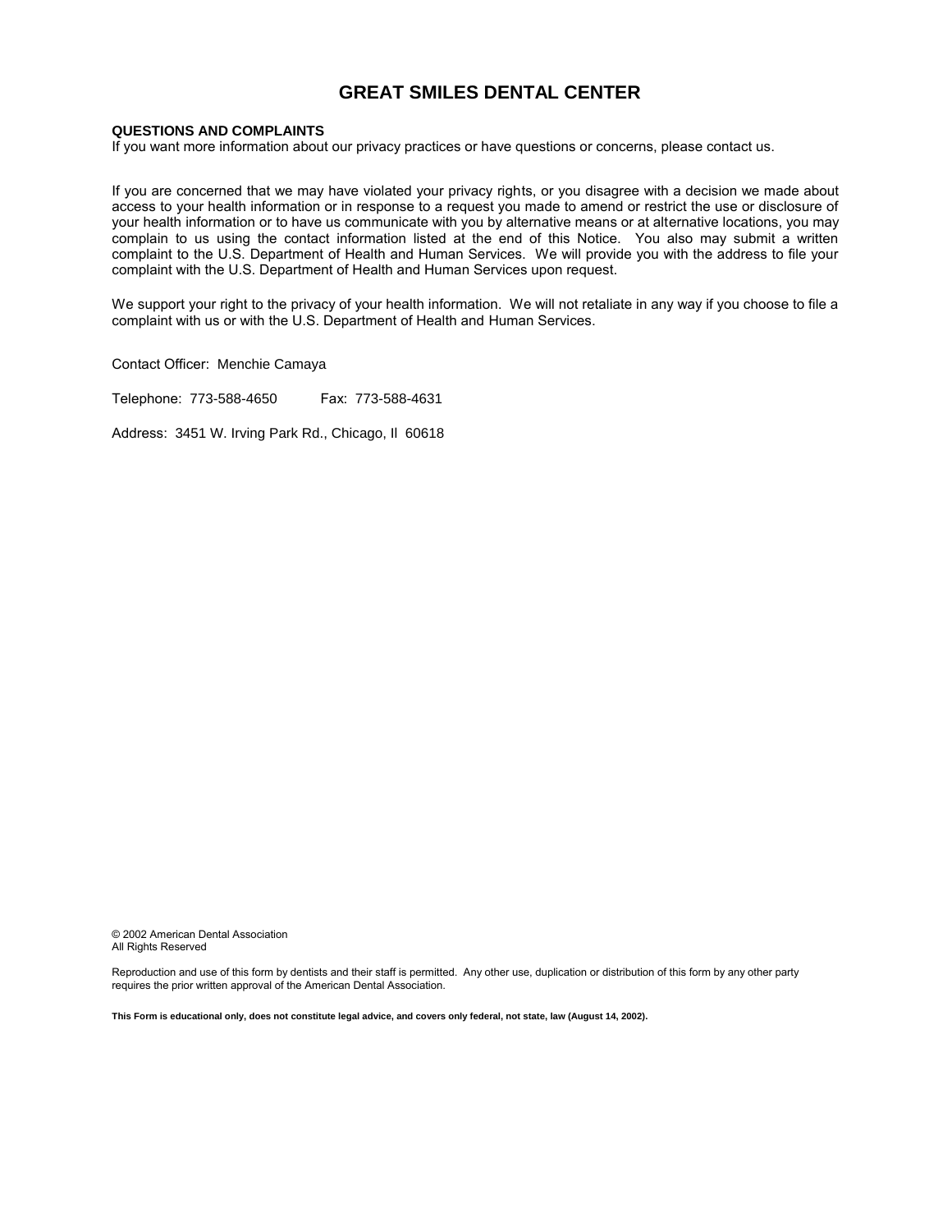# GREAT SMILES DENTAL CENTER

**QUESTIONS AND COMPLAINTS**

If you want more information about our privacy practices or have questions or concerns, please contact us.

If you are concerned that we may have violated your privacy rights, or you disagree with a decision we made about access to your health information or in response to a request you made to amend or restrict the use or disclosure of your health information or to have us communicate with you by alternative means or at alternative locations, you may complain to us using the contact information listed at the end of this Notice. You also may submit a written complaint to the U.S. Department of Health and Human Services. We will provide you with the address to file your complaint with the U.S. Department of Health and Human Services upon request.

We support your right to the privacy of your health information. We will not retaliate in any way if you choose to file a complaint with us or with the U.S. Department of Health and Human Services.

Contact Officer: Menchie Camaya

Telephone: 773-588-4650 Fax: 773-588-4631

Address: 3451 W. Irving Park Rd., Chicago, Il 60618

© 2002 American Dental Association
All Rights Reserved

Reproduction and use of this form by dentists and their staff is permitted. Any other use, duplication or distribution of this form by any other party requires the prior written approval of the American Dental Association.

**This Form is educational only, does not constitute legal advice, and covers only federal, not state, law (August 14, 2002).**